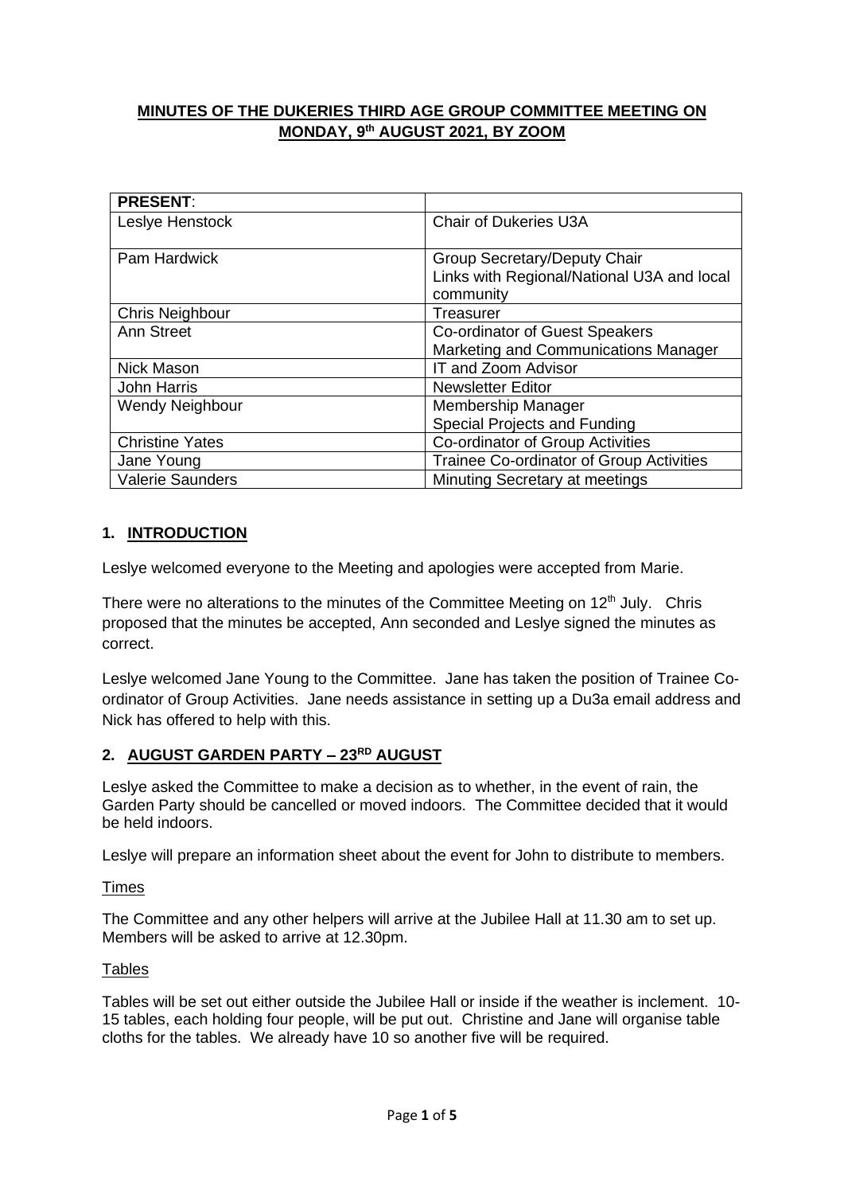# MINUTES OF THE DUKERIES THIRD AGE GROUP COMMITTEE MEETING ON MONDAY, 9th AUGUST 2021, BY ZOOM

| **PRESENT**: | |
|---|---|
| Leslye Henstock | Chair of Dukeries U3A |
| Pam Hardwick | Group Secretary/Deputy Chair<br>Links with Regional/National U3A and local community |
| Chris Neighbour | Treasurer |
| Ann Street | Co-ordinator of Guest Speakers<br>Marketing and Communications Manager |
| Nick Mason | IT and Zoom Advisor |
| John Harris | Newsletter Editor |
| Wendy Neighbour | Membership Manager<br>Special Projects and Funding |
| Christine Yates | Co-ordinator of Group Activities |
| Jane Young | Trainee Co-ordinator of Group Activities |
| Valerie Saunders | Minuting Secretary at meetings |

## 1. INTRODUCTION

Leslye welcomed everyone to the Meeting and apologies were accepted from Marie.

There were no alterations to the minutes of the Committee Meeting on 12th July. Chris proposed that the minutes be accepted, Ann seconded and Leslye signed the minutes as correct.

Leslye welcomed Jane Young to the Committee. Jane has taken the position of Trainee Co-ordinator of Group Activities. Jane needs assistance in setting up a Du3a email address and Nick has offered to help with this.

## 2. AUGUST GARDEN PARTY – 23RD AUGUST

Leslye asked the Committee to make a decision as to whether, in the event of rain, the Garden Party should be cancelled or moved indoors. The Committee decided that it would be held indoors.

Leslye will prepare an information sheet about the event for John to distribute to members.

Times

The Committee and any other helpers will arrive at the Jubilee Hall at 11.30 am to set up. Members will be asked to arrive at 12.30pm.

Tables

Tables will be set out either outside the Jubilee Hall or inside if the weather is inclement. 10-15 tables, each holding four people, will be put out. Christine and Jane will organise table cloths for the tables. We already have 10 so another five will be required.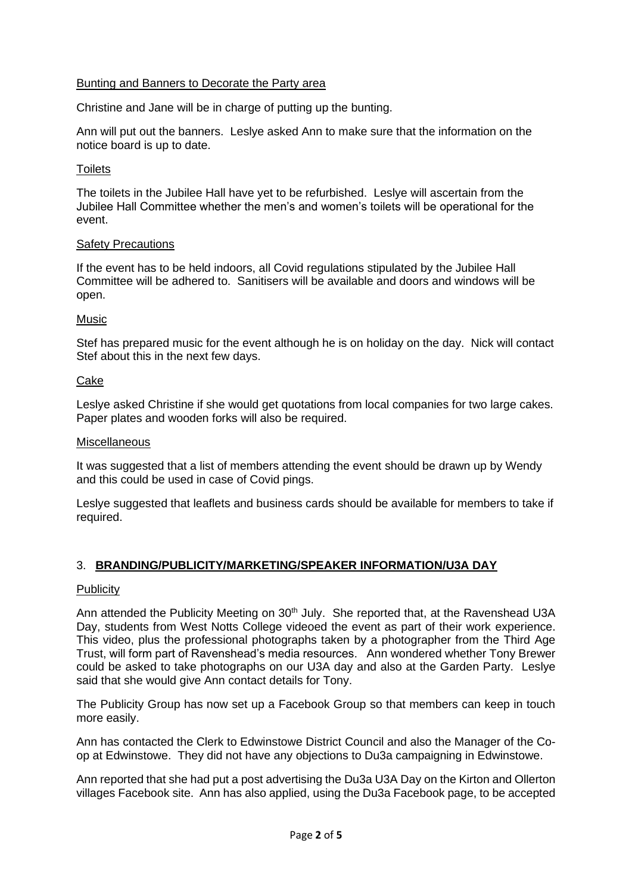Bunting and Banners to Decorate the Party area

Christine and Jane will be in charge of putting up the bunting.

Ann will put out the banners. Leslye asked Ann to make sure that the information on the notice board is up to date.

Toilets

The toilets in the Jubilee Hall have yet to be refurbished. Leslye will ascertain from the Jubilee Hall Committee whether the men's and women's toilets will be operational for the event.

Safety Precautions

If the event has to be held indoors, all Covid regulations stipulated by the Jubilee Hall Committee will be adhered to. Sanitisers will be available and doors and windows will be open.

Music

Stef has prepared music for the event although he is on holiday on the day. Nick will contact Stef about this in the next few days.

Cake

Leslye asked Christine if she would get quotations from local companies for two large cakes. Paper plates and wooden forks will also be required.

Miscellaneous

It was suggested that a list of members attending the event should be drawn up by Wendy and this could be used in case of Covid pings.

Leslye suggested that leaflets and business cards should be available for members to take if required.

## 3. BRANDING/PUBLICITY/MARKETING/SPEAKER INFORMATION/U3A DAY

Publicity

Ann attended the Publicity Meeting on 30th July. She reported that, at the Ravenshead U3A Day, students from West Notts College videoed the event as part of their work experience. This video, plus the professional photographs taken by a photographer from the Third Age Trust, will form part of Ravenshead's media resources. Ann wondered whether Tony Brewer could be asked to take photographs on our U3A day and also at the Garden Party. Leslye said that she would give Ann contact details for Tony.

The Publicity Group has now set up a Facebook Group so that members can keep in touch more easily.

Ann has contacted the Clerk to Edwinstowe District Council and also the Manager of the Co-op at Edwinstowe. They did not have any objections to Du3a campaigning in Edwinstowe.

Ann reported that she had put a post advertising the Du3a U3A Day on the Kirton and Ollerton villages Facebook site. Ann has also applied, using the Du3a Facebook page, to be accepted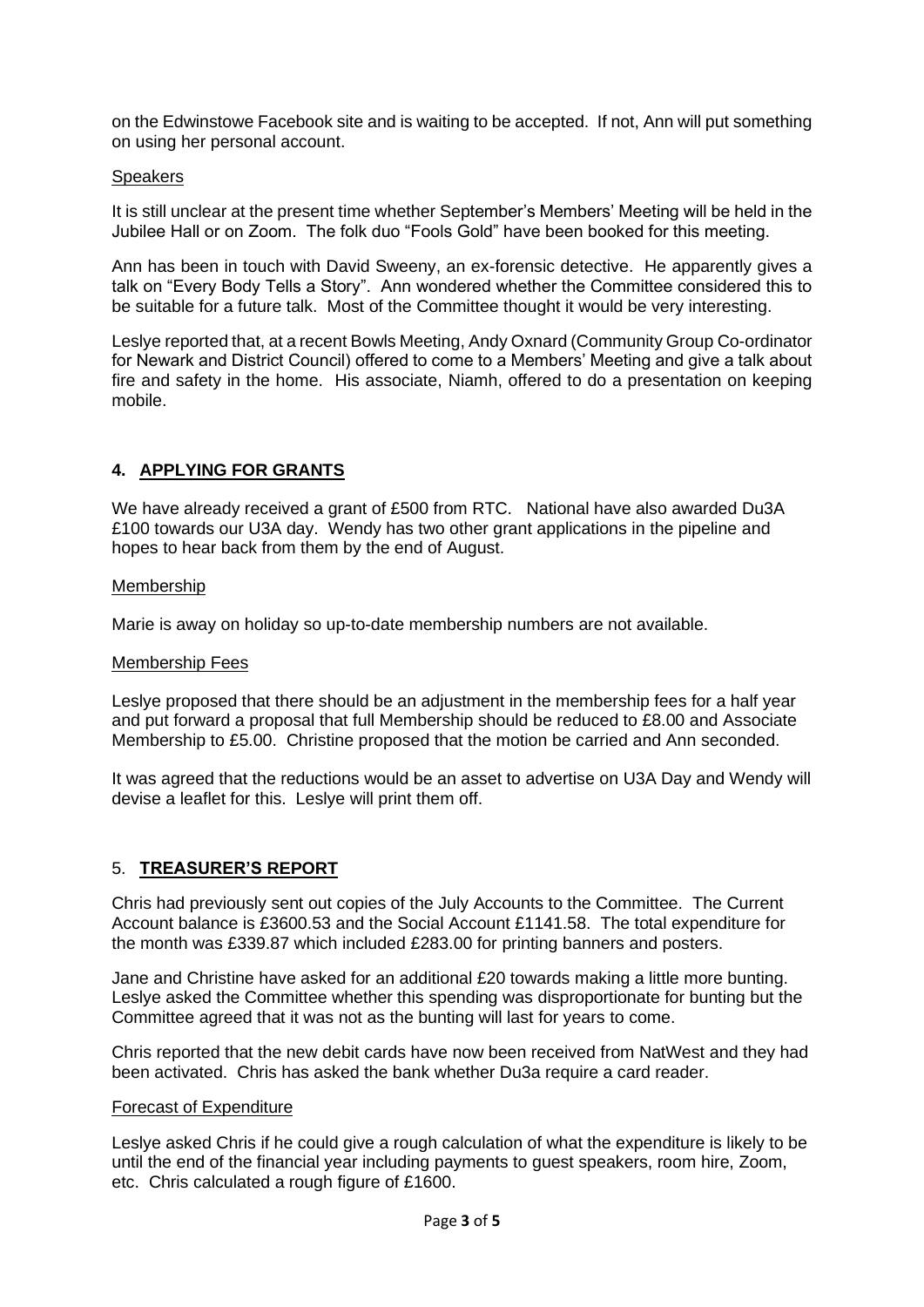on the Edwinstowe Facebook site and is waiting to be accepted. If not, Ann will put something on using her personal account.

Speakers

It is still unclear at the present time whether September's Members' Meeting will be held in the Jubilee Hall or on Zoom. The folk duo "Fools Gold" have been booked for this meeting.

Ann has been in touch with David Sweeny, an ex-forensic detective. He apparently gives a talk on "Every Body Tells a Story". Ann wondered whether the Committee considered this to be suitable for a future talk. Most of the Committee thought it would be very interesting.

Leslye reported that, at a recent Bowls Meeting, Andy Oxnard (Community Group Co-ordinator for Newark and District Council) offered to come to a Members' Meeting and give a talk about fire and safety in the home. His associate, Niamh, offered to do a presentation on keeping mobile.

## 4. APPLYING FOR GRANTS

We have already received a grant of £500 from RTC. National have also awarded Du3A £100 towards our U3A day. Wendy has two other grant applications in the pipeline and hopes to hear back from them by the end of August.

Membership

Marie is away on holiday so up-to-date membership numbers are not available.

Membership Fees

Leslye proposed that there should be an adjustment in the membership fees for a half year and put forward a proposal that full Membership should be reduced to £8.00 and Associate Membership to £5.00. Christine proposed that the motion be carried and Ann seconded.

It was agreed that the reductions would be an asset to advertise on U3A Day and Wendy will devise a leaflet for this. Leslye will print them off.

## 5. TREASURER'S REPORT

Chris had previously sent out copies of the July Accounts to the Committee. The Current Account balance is £3600.53 and the Social Account £1141.58. The total expenditure for the month was £339.87 which included £283.00 for printing banners and posters.

Jane and Christine have asked for an additional £20 towards making a little more bunting. Leslye asked the Committee whether this spending was disproportionate for bunting but the Committee agreed that it was not as the bunting will last for years to come.

Chris reported that the new debit cards have now been received from NatWest and they had been activated. Chris has asked the bank whether Du3a require a card reader.

Forecast of Expenditure

Leslye asked Chris if he could give a rough calculation of what the expenditure is likely to be until the end of the financial year including payments to guest speakers, room hire, Zoom, etc. Chris calculated a rough figure of £1600.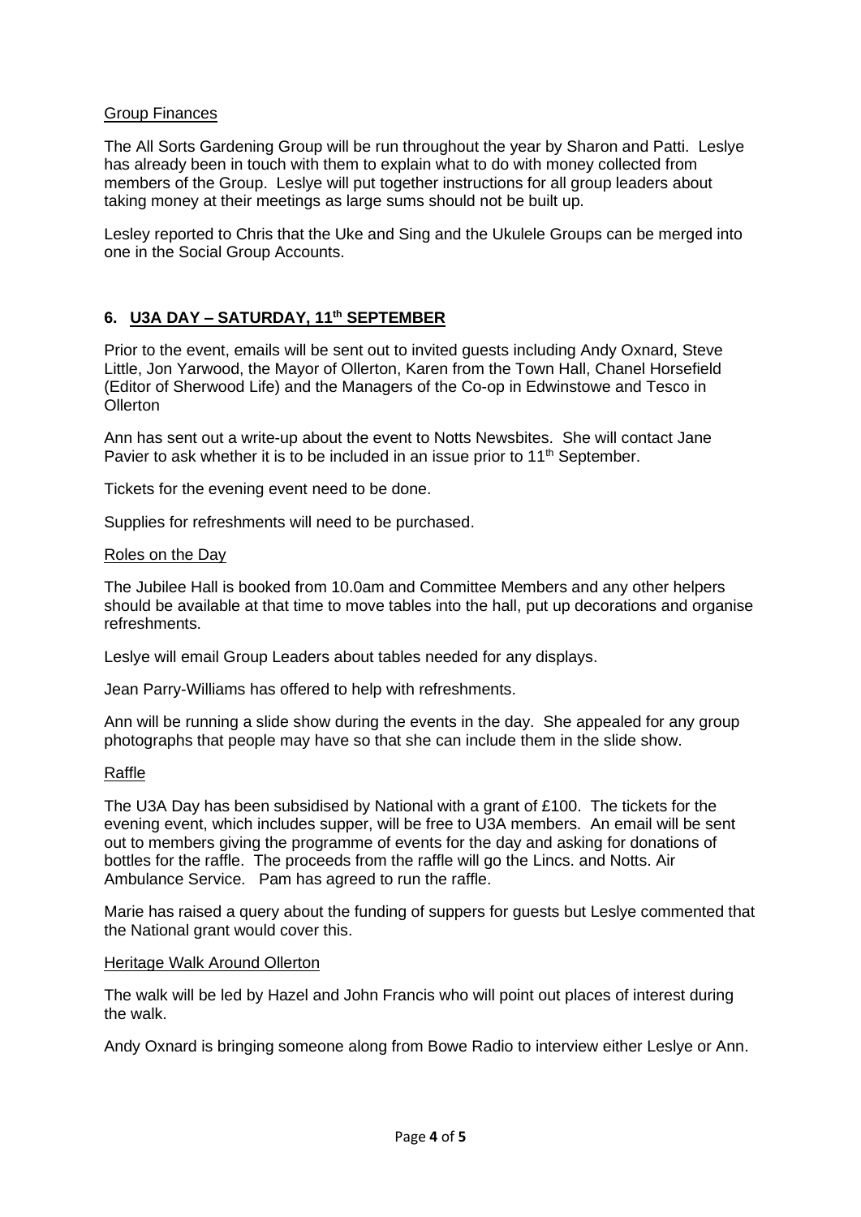Group Finances

The All Sorts Gardening Group will be run throughout the year by Sharon and Patti. Leslye has already been in touch with them to explain what to do with money collected from members of the Group. Leslye will put together instructions for all group leaders about taking money at their meetings as large sums should not be built up.

Lesley reported to Chris that the Uke and Sing and the Ukulele Groups can be merged into one in the Social Group Accounts.

## 6. U3A DAY – SATURDAY, 11th SEPTEMBER

Prior to the event, emails will be sent out to invited guests including Andy Oxnard, Steve Little, Jon Yarwood, the Mayor of Ollerton, Karen from the Town Hall, Chanel Horsefield (Editor of Sherwood Life) and the Managers of the Co-op in Edwinstowe and Tesco in Ollerton

Ann has sent out a write-up about the event to Notts Newsbites. She will contact Jane Pavier to ask whether it is to be included in an issue prior to 11th September.

Tickets for the evening event need to be done.

Supplies for refreshments will need to be purchased.

Roles on the Day

The Jubilee Hall is booked from 10.0am and Committee Members and any other helpers should be available at that time to move tables into the hall, put up decorations and organise refreshments.

Leslye will email Group Leaders about tables needed for any displays.

Jean Parry-Williams has offered to help with refreshments.

Ann will be running a slide show during the events in the day. She appealed for any group photographs that people may have so that she can include them in the slide show.

Raffle

The U3A Day has been subsidised by National with a grant of £100. The tickets for the evening event, which includes supper, will be free to U3A members. An email will be sent out to members giving the programme of events for the day and asking for donations of bottles for the raffle. The proceeds from the raffle will go the Lincs. and Notts. Air Ambulance Service. Pam has agreed to run the raffle.

Marie has raised a query about the funding of suppers for guests but Leslye commented that the National grant would cover this.

Heritage Walk Around Ollerton

The walk will be led by Hazel and John Francis who will point out places of interest during the walk.

Andy Oxnard is bringing someone along from Bowe Radio to interview either Leslye or Ann.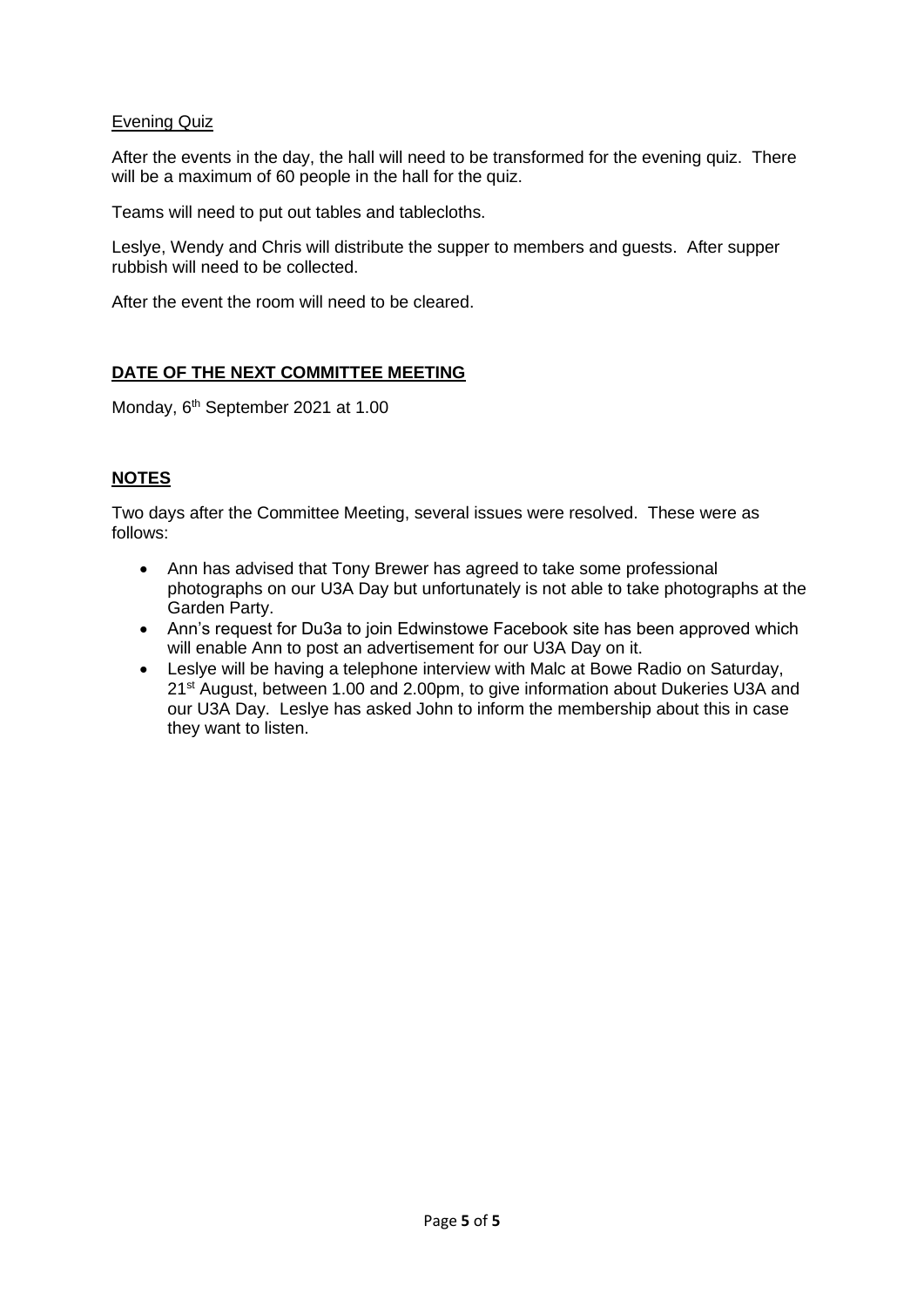Evening Quiz

After the events in the day, the hall will need to be transformed for the evening quiz. There will be a maximum of 60 people in the hall for the quiz.

Teams will need to put out tables and tablecloths.

Leslye, Wendy and Chris will distribute the supper to members and guests. After supper rubbish will need to be collected.

After the event the room will need to be cleared.

## **DATE OF THE NEXT COMMITTEE MEETING**

Monday, 6th September 2021 at 1.00

## **NOTES**

Two days after the Committee Meeting, several issues were resolved. These were as follows:

- Ann has advised that Tony Brewer has agreed to take some professional photographs on our U3A Day but unfortunately is not able to take photographs at the Garden Party.
- Ann's request for Du3a to join Edwinstowe Facebook site has been approved which will enable Ann to post an advertisement for our U3A Day on it.
- Leslye will be having a telephone interview with Malc at Bowe Radio on Saturday, 21st August, between 1.00 and 2.00pm, to give information about Dukeries U3A and our U3A Day. Leslye has asked John to inform the membership about this in case they want to listen.